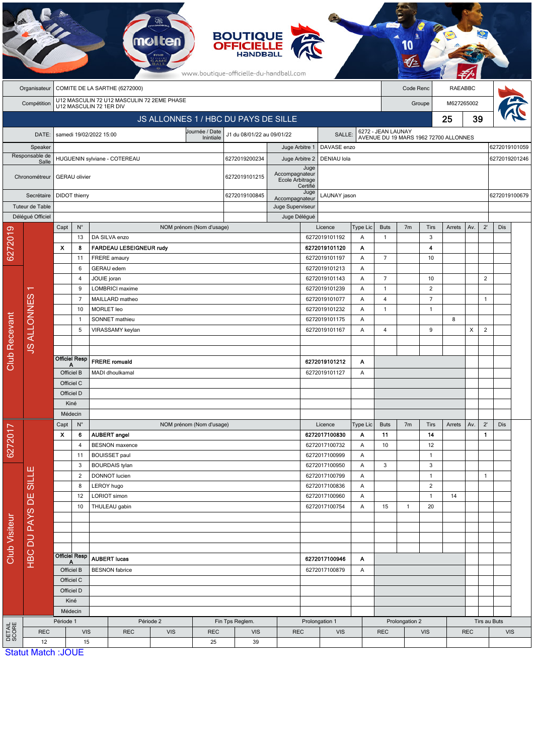# BOUTIQUE OFFICIELLE HANDBALL

www.boutique-officielle-du-handball.com

| | | | |
|---|---|---|---|
| Organisateur | COMITE DE LA SARTHE (6272000) | Code Renc | RAEABBC |
| Compétition | U12 MASCULIN 72 U12 MASCULIN 72 2EME PHASE<br>U12 MASCULIN 72 1ER DIV | Groupe | M627265002 |

## JS ALLONNES 1 / HBC DU PAYS DE SILLE — 25 / 39

| | | | | | |
|---|---|---|---|---|---|
| DATE: | samedi 19/02/2022 15:00 | Journée / Date Inintiale | J1 du 08/01/22 au 09/01/22 | SALLE: | 6272 - JEAN LAUNAY<br>AVENUE DU 19 MARS 1962 72700 ALLONNES |

| | | | | | |
|---|---|---|---|---|---|
| Speaker | | | Juge Arbitre 1 | DAVASE enzo | 6272019101059 |
| Responsable de Salle | HUGUENIN sylviane - COTEREAU | 6272019200234 | Juge Arbitre 2 | DENIAU lola | 6272019201246 |
| Chronométreur | GERAU olivier | 6272019101215 | Juge Accompagnateur Ecole Arbitrage Certifié | | |
| Secrétaire | DIDOT thierry | 6272019100845 | Juge Accompagnateur | LAUNAY jason | 6272019100679 |
| Tuteur de Table | | | Juge Superviseur | | |
| Délégué Officiel | | | Juge Délégué | | |

### Club Recevant — 6272019 — JS ALLONNES 1

| Capt | N° | NOM prénom (Nom d'usage) | Licence | Type Lic | Buts | 7m | Tirs | Arrets | Av. | 2' | Dis |
|---|---|---|---|---|---|---|---|---|---|---|---|
| | 13 | DA SILVA enzo | 6272019101192 | A | 1 | | 3 | | | | |
| X | 8 | **FARDEAU LESEIGNEUR rudy** | **6272019101120** | **A** | | | **4** | | | | |
| | 11 | FRERE amaury | 6272019101197 | A | 7 | | 10 | | | | |
| | 6 | GERAU edem | 6272019101213 | A | | | | | | | |
| | 4 | JOUIE joran | 6272019101143 | A | 7 | | 10 | | | 2 | |
| | 9 | LOMBRICI maxime | 6272019101239 | A | 1 | | 2 | | | | |
| | 7 | MAILLARD matheo | 6272019101077 | A | 4 | | 7 | | | 1 | |
| | 10 | MORLET leo | 6272019101232 | A | 1 | | 1 | | | | |
| | 1 | SONNET mathieu | 6272019101175 | A | | | | 8 | | | |
| | 5 | VIRASSAMY keylan | 6272019101167 | A | 4 | | 9 | | X | 2 | |
| Officiel Resp A | | **FRERE romuald** | **6272019101212** | **A** | | | | | | | |
| Officiel B | | MADI dhoulkamal | 6272019101127 | A | | | | | | | |
| Officiel C | | | | | | | | | | | |
| Officiel D | | | | | | | | | | | |
| Kiné | | | | | | | | | | | |
| Médecin | | | | | | | | | | | |

### Club Visiteur — 6272017 — HBC DU PAYS DE SILLE

| Capt | N° | NOM prénom (Nom d'usage) | Licence | Type Lic | Buts | 7m | Tirs | Arrets | Av. | 2' | Dis |
|---|---|---|---|---|---|---|---|---|---|---|---|
| X | 6 | **AUBERT angel** | **6272017100830** | **A** | **11** | | **14** | | | **1** | |
| | 4 | BESNON maxence | 6272017100732 | A | 10 | | 12 | | | | |
| | 11 | BOUISSET paul | 6272017100999 | A | | | 1 | | | | |
| | 3 | BOURDAIS tylan | 6272017100950 | A | 3 | | 3 | | | | |
| | 2 | DONNOT lucien | 6272017100799 | A | | | 1 | | | 1 | |
| | 8 | LEROY hugo | 6272017100836 | A | | | 2 | | | | |
| | 12 | LORIOT simon | 6272017100960 | A | | | 1 | 14 | | | |
| | 10 | THULEAU gabin | 6272017100754 | A | 15 | 1 | 20 | | | | |
| Officiel Resp A | | **AUBERT lucas** | **6272017100946** | **A** | | | | | | | |
| Officiel B | | BESNON fabrice | 6272017100879 | A | | | | | | | |
| Officiel C | | | | | | | | | | | |
| Officiel D | | | | | | | | | | | |
| Kiné | | | | | | | | | | | |
| Médecin | | | | | | | | | | | |

### DETAIL SCORE

| Période 1 | | Période 2 | | Fin Tps Reglem. | | Prolongation 1 | | Prolongation 2 | | Tirs au Buts | |
|---|---|---|---|---|---|---|---|---|---|---|---|
| REC | VIS | REC | VIS | REC | VIS | REC | VIS | REC | VIS | REC | VIS |
| 12 | 15 | | | 25 | 39 | | | | | | |

Statut Match :JOUE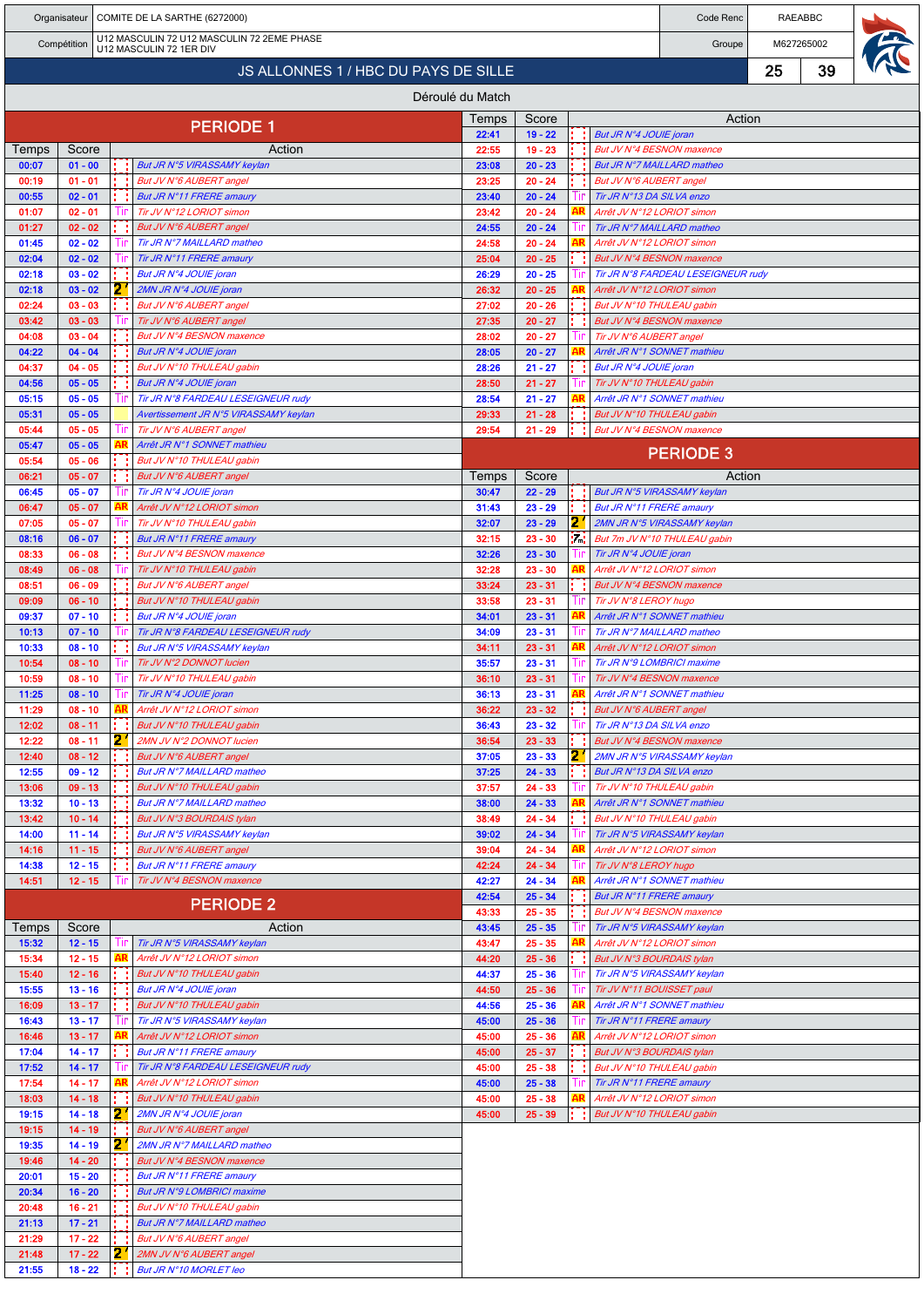| Organisateur | COMITE DE LA SARTHE (6272000) | Code Renc | RAEABBC |
|---|---|---|---|
| Compétition | U12 MASCULIN 72 U12 MASCULIN 72 2EME PHASE U12 MASCULIN 72 1ER DIV | Groupe | M627265002 |

## JS ALLONNES 1 / HBC DU PAYS DE SILLE — 25 / 39

### Déroulé du Match

## PERIODE 1

| Temps | Score | | Action |
|---|---|---|---|
| 00:07 | 01 - 00 | | But JR N°5 VIRASSAMY keylan |
| 00:19 | 01 - 01 | | But JV N°6 AUBERT angel |
| 00:55 | 02 - 01 | | But JR N°11 FRERE amaury |
| 01:07 | 02 - 01 | Tir | Tir JV N°12 LORIOT simon |
| 01:27 | 02 - 02 | | But JV N°6 AUBERT angel |
| 01:45 | 02 - 02 | Tir | Tir JR N°7 MAILLARD matheo |
| 02:04 | 02 - 02 | Tir | Tir JR N°11 FRERE amaury |
| 02:18 | 03 - 02 | | But JR N°4 JOUIE joran |
| 02:18 | 03 - 02 | 2' | 2MN JR N°4 JOUIE joran |
| 02:24 | 03 - 03 | | But JV N°6 AUBERT angel |
| 03:42 | 03 - 03 | Tir | Tir JV N°6 AUBERT angel |
| 04:08 | 03 - 04 | | But JV N°4 BESNON maxence |
| 04:22 | 04 - 04 | | But JR N°4 JOUIE joran |
| 04:37 | 04 - 05 | | But JV N°10 THULEAU gabin |
| 04:56 | 05 - 05 | | But JR N°4 JOUIE joran |
| 05:15 | 05 - 05 | Tir | Tir JR N°8 FARDEAU LESEIGNEUR rudy |
| 05:31 | 05 - 05 | | Avertissement JR N°5 VIRASSAMY keylan |
| 05:44 | 05 - 05 | Tir | Tir JV N°6 AUBERT angel |
| 05:47 | 05 - 05 | AR | Arrêt JR N°1 SONNET mathieu |
| 05:54 | 05 - 06 | | But JV N°10 THULEAU gabin |
| 06:21 | 05 - 07 | | But JV N°6 AUBERT angel |
| 06:45 | 05 - 07 | Tir | Tir JR N°4 JOUIE joran |
| 06:47 | 05 - 07 | AR | Arrêt JV N°12 LORIOT simon |
| 07:05 | 05 - 07 | Tir | Tir JV N°10 THULEAU gabin |
| 08:16 | 06 - 07 | | But JR N°11 FRERE amaury |
| 08:33 | 06 - 08 | | But JV N°4 BESNON maxence |
| 08:49 | 06 - 08 | Tir | Tir JV N°10 THULEAU gabin |
| 08:51 | 06 - 09 | | But JV N°6 AUBERT angel |
| 09:09 | 06 - 10 | | But JV N°10 THULEAU gabin |
| 09:37 | 07 - 10 | | But JR N°4 JOUIE joran |
| 10:13 | 07 - 10 | Tir | Tir JR N°8 FARDEAU LESEIGNEUR rudy |
| 10:33 | 08 - 10 | | But JR N°5 VIRASSAMY keylan |
| 10:54 | 08 - 10 | Tir | Tir JV N°2 DONNOT lucien |
| 10:59 | 08 - 10 | Tir | Tir JV N°10 THULEAU gabin |
| 11:25 | 08 - 10 | Tir | Tir JR N°4 JOUIE joran |
| 11:29 | 08 - 10 | AR | Arrêt JV N°12 LORIOT simon |
| 12:02 | 08 - 11 | | But JV N°10 THULEAU gabin |
| 12:22 | 08 - 11 | 2' | 2MN JV N°2 DONNOT lucien |
| 12:40 | 08 - 12 | | But JV N°6 AUBERT angel |
| 12:55 | 09 - 12 | | But JR N°7 MAILLARD matheo |
| 13:06 | 09 - 13 | | But JV N°10 THULEAU gabin |
| 13:32 | 10 - 13 | | But JR N°7 MAILLARD matheo |
| 13:42 | 10 - 14 | | But JV N°3 BOURDAIS tylan |
| 14:00 | 11 - 14 | | But JR N°5 VIRASSAMY keylan |
| 14:16 | 11 - 15 | | But JV N°6 AUBERT angel |
| 14:38 | 12 - 15 | | But JR N°11 FRERE amaury |
| 14:51 | 12 - 15 | Tir | Tir JV N°4 BESNON maxence |

## PERIODE 2

| Temps | Score | | Action |
|---|---|---|---|
| 15:32 | 12 - 15 | Tir | Tir JR N°5 VIRASSAMY keylan |
| 15:34 | 12 - 15 | AR | Arrêt JV N°12 LORIOT simon |
| 15:40 | 12 - 16 | | But JV N°10 THULEAU gabin |
| 15:55 | 13 - 16 | | But JR N°4 JOUIE joran |
| 16:09 | 13 - 17 | | But JV N°10 THULEAU gabin |
| 16:43 | 13 - 17 | Tir | Tir JR N°5 VIRASSAMY keylan |
| 16:46 | 13 - 17 | AR | Arrêt JV N°12 LORIOT simon |
| 17:04 | 14 - 17 | | But JR N°11 FRERE amaury |
| 17:52 | 14 - 17 | Tir | Tir JR N°8 FARDEAU LESEIGNEUR rudy |
| 17:54 | 14 - 17 | AR | Arrêt JV N°12 LORIOT simon |
| 18:03 | 14 - 18 | | But JV N°10 THULEAU gabin |
| 19:15 | 14 - 18 | 2' | 2MN JR N°4 JOUIE joran |
| 19:15 | 14 - 19 | | But JV N°6 AUBERT angel |
| 19:35 | 14 - 19 | 2' | 2MN JR N°7 MAILLARD matheo |
| 19:46 | 14 - 20 | | But JV N°4 BESNON maxence |
| 20:01 | 15 - 20 | | But JR N°11 FRERE amaury |
| 20:34 | 16 - 20 | | But JR N°9 LOMBRICI maxime |
| 20:48 | 16 - 21 | | But JV N°10 THULEAU gabin |
| 21:13 | 17 - 21 | | But JR N°7 MAILLARD matheo |
| 21:29 | 17 - 22 | | But JV N°6 AUBERT angel |
| 21:48 | 17 - 22 | 2' | 2MN JV N°6 AUBERT angel |
| 21:55 | 18 - 22 | | But JR N°10 MORLET leo |
| 22:41 | 19 - 22 | | But JR N°4 JOUIE joran |
| 22:55 | 19 - 23 | | But JV N°4 BESNON maxence |
| 23:08 | 20 - 23 | | But JR N°7 MAILLARD matheo |
| 23:25 | 20 - 24 | | But JV N°6 AUBERT angel |
| 23:40 | 20 - 24 | Tir | Tir JR N°13 DA SILVA enzo |
| 23:42 | 20 - 24 | AR | Arrêt JV N°12 LORIOT simon |
| 24:55 | 20 - 24 | Tir | Tir JR N°7 MAILLARD matheo |
| 24:58 | 20 - 24 | AR | Arrêt JV N°12 LORIOT simon |
| 25:04 | 20 - 25 | | But JV N°4 BESNON maxence |
| 26:29 | 20 - 25 | Tir | Tir JR N°8 FARDEAU LESEIGNEUR rudy |
| 26:32 | 20 - 25 | AR | Arrêt JV N°12 LORIOT simon |
| 27:02 | 20 - 26 | | But JV N°10 THULEAU gabin |
| 27:35 | 20 - 27 | | But JV N°4 BESNON maxence |
| 28:02 | 20 - 27 | Tir | Tir JV N°6 AUBERT angel |
| 28:05 | 20 - 27 | AR | Arrêt JR N°1 SONNET mathieu |
| 28:26 | 21 - 27 | | But JR N°4 JOUIE joran |
| 28:50 | 21 - 27 | Tir | Tir JV N°10 THULEAU gabin |
| 28:54 | 21 - 27 | AR | Arrêt JR N°1 SONNET mathieu |
| 29:33 | 21 - 28 | | But JV N°10 THULEAU gabin |
| 29:54 | 21 - 29 | | But JV N°4 BESNON maxence |

## PERIODE 3

| Temps | Score | | Action |
|---|---|---|---|
| 30:47 | 22 - 29 | | But JR N°5 VIRASSAMY keylan |
| 31:43 | 23 - 29 | | But JR N°11 FRERE amaury |
| 32:07 | 23 - 29 | 2' | 2MN JR N°5 VIRASSAMY keylan |
| 32:15 | 23 - 30 | 7m | But 7m JV N°10 THULEAU gabin |
| 32:26 | 23 - 30 | Tir | Tir JR N°4 JOUIE joran |
| 32:28 | 23 - 30 | AR | Arrêt JV N°12 LORIOT simon |
| 33:24 | 23 - 31 | | But JV N°4 BESNON maxence |
| 33:58 | 23 - 31 | Tir | Tir JV N°8 LEROY hugo |
| 34:01 | 23 - 31 | AR | Arrêt JR N°1 SONNET mathieu |
| 34:09 | 23 - 31 | Tir | Tir JR N°7 MAILLARD matheo |
| 34:11 | 23 - 31 | AR | Arrêt JV N°12 LORIOT simon |
| 35:57 | 23 - 31 | Tir | Tir JR N°9 LOMBRICI maxime |
| 36:10 | 23 - 31 | Tir | Tir JV N°4 BESNON maxence |
| 36:13 | 23 - 31 | AR | Arrêt JR N°1 SONNET mathieu |
| 36:22 | 23 - 32 | | But JV N°6 AUBERT angel |
| 36:43 | 23 - 32 | Tir | Tir JR N°13 DA SILVA enzo |
| 36:54 | 23 - 33 | | But JV N°4 BESNON maxence |
| 37:05 | 23 - 33 | 2' | 2MN JR N°5 VIRASSAMY keylan |
| 37:25 | 24 - 33 | | But JR N°13 DA SILVA enzo |
| 37:57 | 24 - 33 | Tir | Tir JV N°10 THULEAU gabin |
| 38:00 | 24 - 33 | AR | Arrêt JR N°1 SONNET mathieu |
| 38:49 | 24 - 34 | | But JV N°10 THULEAU gabin |
| 39:02 | 24 - 34 | Tir | Tir JR N°5 VIRASSAMY keylan |
| 39:04 | 24 - 34 | AR | Arrêt JV N°12 LORIOT simon |
| 42:24 | 24 - 34 | Tir | Tir JV N°8 LEROY hugo |
| 42:27 | 24 - 34 | AR | Arrêt JR N°1 SONNET mathieu |
| 42:54 | 25 - 34 | | But JR N°11 FRERE amaury |
| 43:33 | 25 - 35 | | But JV N°4 BESNON maxence |
| 43:45 | 25 - 35 | Tir | Tir JR N°5 VIRASSAMY keylan |
| 43:47 | 25 - 35 | AR | Arrêt JV N°12 LORIOT simon |
| 44:20 | 25 - 36 | | But JV N°3 BOURDAIS tylan |
| 44:37 | 25 - 36 | Tir | Tir JR N°5 VIRASSAMY keylan |
| 44:50 | 25 - 36 | Tir | Tir JV N°11 BOUISSET paul |
| 44:56 | 25 - 36 | AR | Arrêt JR N°1 SONNET mathieu |
| 45:00 | 25 - 36 | Tir | Tir JR N°11 FRERE amaury |
| 45:00 | 25 - 36 | AR | Arrêt JV N°12 LORIOT simon |
| 45:00 | 25 - 37 | | But JV N°3 BOURDAIS tylan |
| 45:00 | 25 - 38 | | But JV N°10 THULEAU gabin |
| 45:00 | 25 - 38 | Tir | Tir JR N°11 FRERE amaury |
| 45:00 | 25 - 38 | AR | Arrêt JV N°12 LORIOT simon |
| 45:00 | 25 - 39 | | But JV N°10 THULEAU gabin |